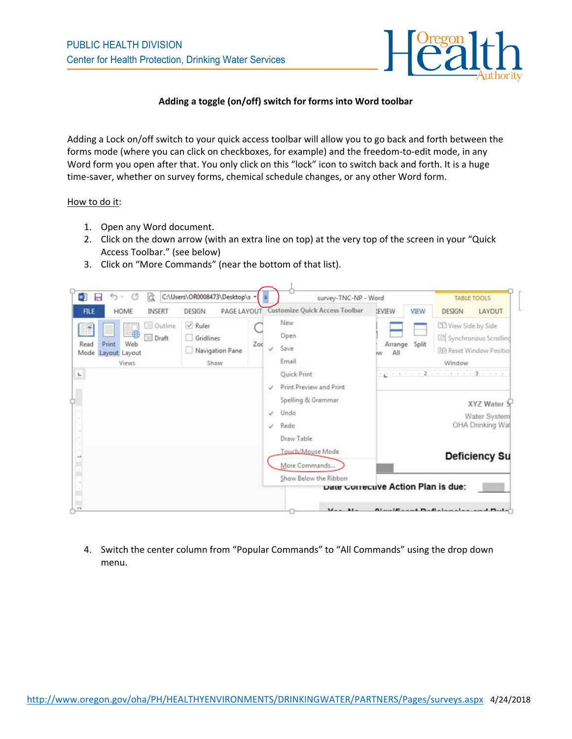PUBLIC HEALTH DIVISION
Center for Health Protection, Drinking Water Services

**Adding a toggle (on/off) switch for forms into Word toolbar**

Adding a Lock on/off switch to your quick access toolbar will allow you to go back and forth between the forms mode (where you can click on checkboxes, for example) and the freedom-to-edit mode, in any Word form you open after that. You only click on this "lock" icon to switch back and forth. It is a huge time-saver, whether on survey forms, chemical schedule changes, or any other Word form.

How to do it:

1. Open any Word document.
2. Click on the down arrow (with an extra line on top) at the very top of the screen in your "Quick Access Toolbar." (see below)
3. Click on "More Commands" (near the bottom of that list).
4. Switch the center column from "Popular Commands" to "All Commands" using the drop down menu.

http://www.oregon.gov/oha/PH/HEALTHYENVIRONMENTS/DRINKINGWATER/PARTNERS/Pages/surveys.aspx 4/24/2018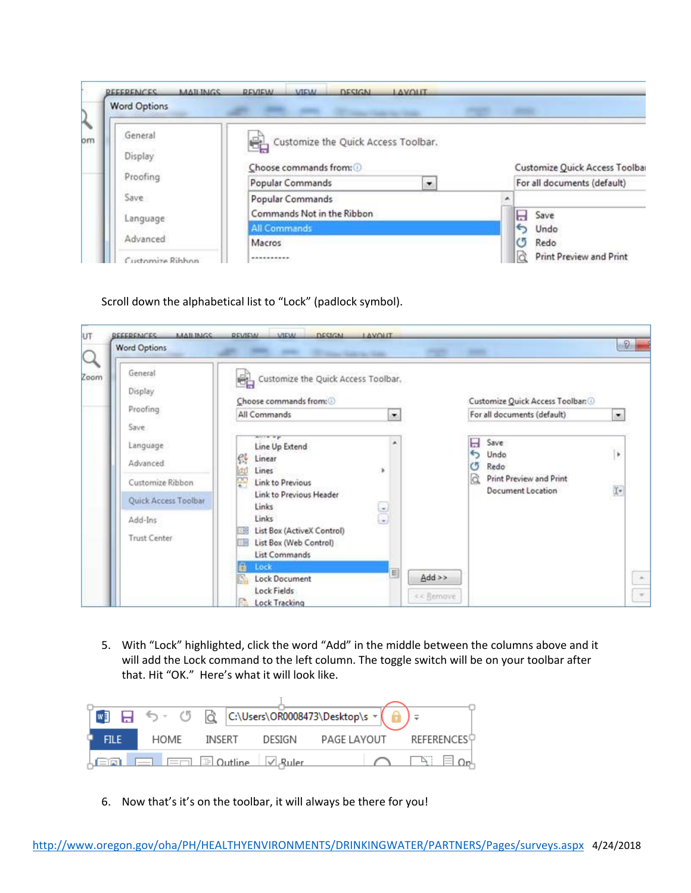Scroll down the alphabetical list to "Lock" (padlock symbol).

5. With "Lock" highlighted, click the word "Add" in the middle between the columns above and it will add the Lock command to the left column. The toggle switch will be on your toolbar after that. Hit "OK." Here's what it will look like.

6. Now that's it's on the toolbar, it will always be there for you!

http://www.oregon.gov/oha/PH/HEALTHYENVIRONMENTS/DRINKINGWATER/PARTNERS/Pages/surveys.aspx 4/24/2018